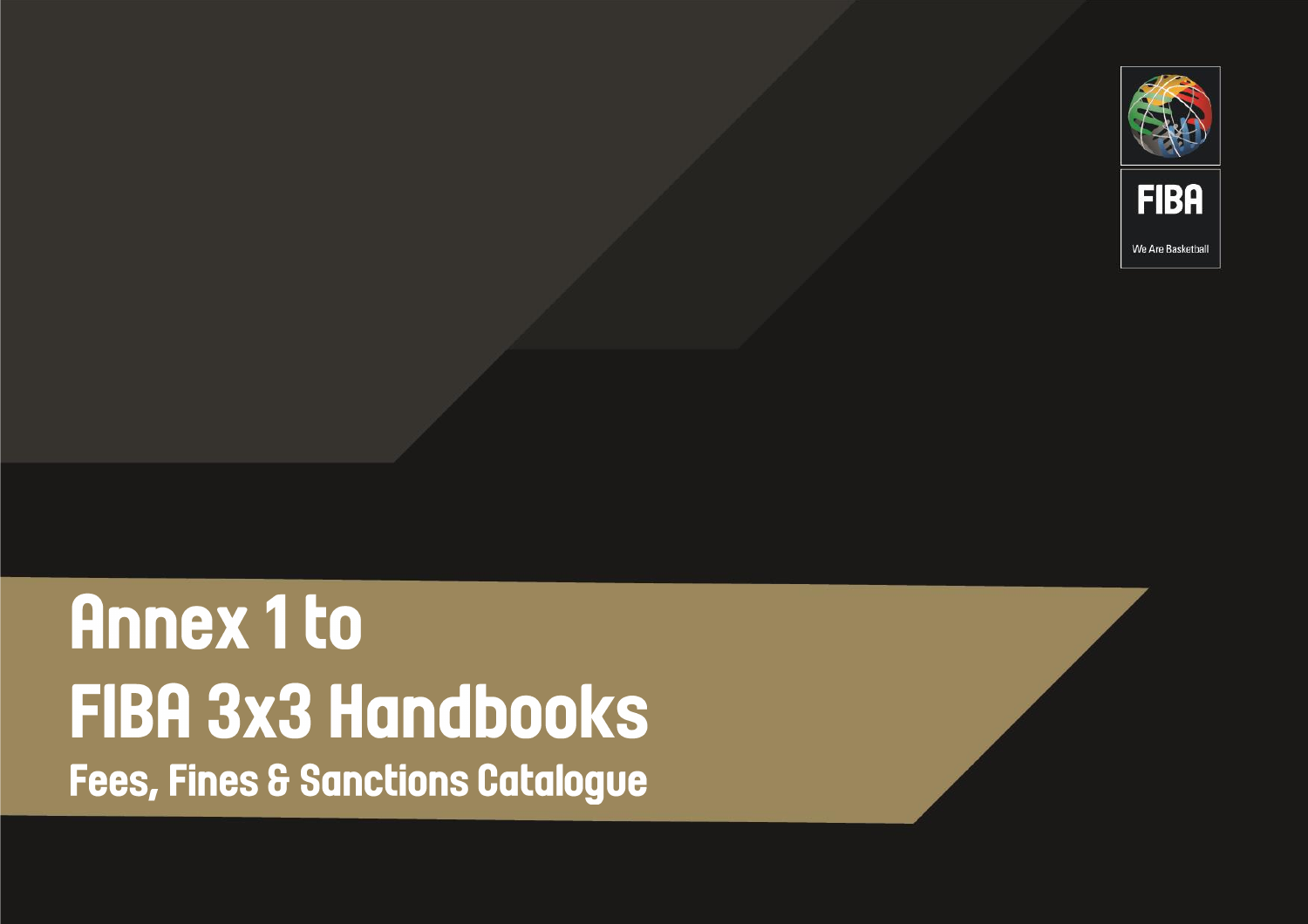FIBA

We Are Basketball

# Annex 1 to FIBA 3x3 Handbooks

## Fees, Fines & Sanctions Catalogue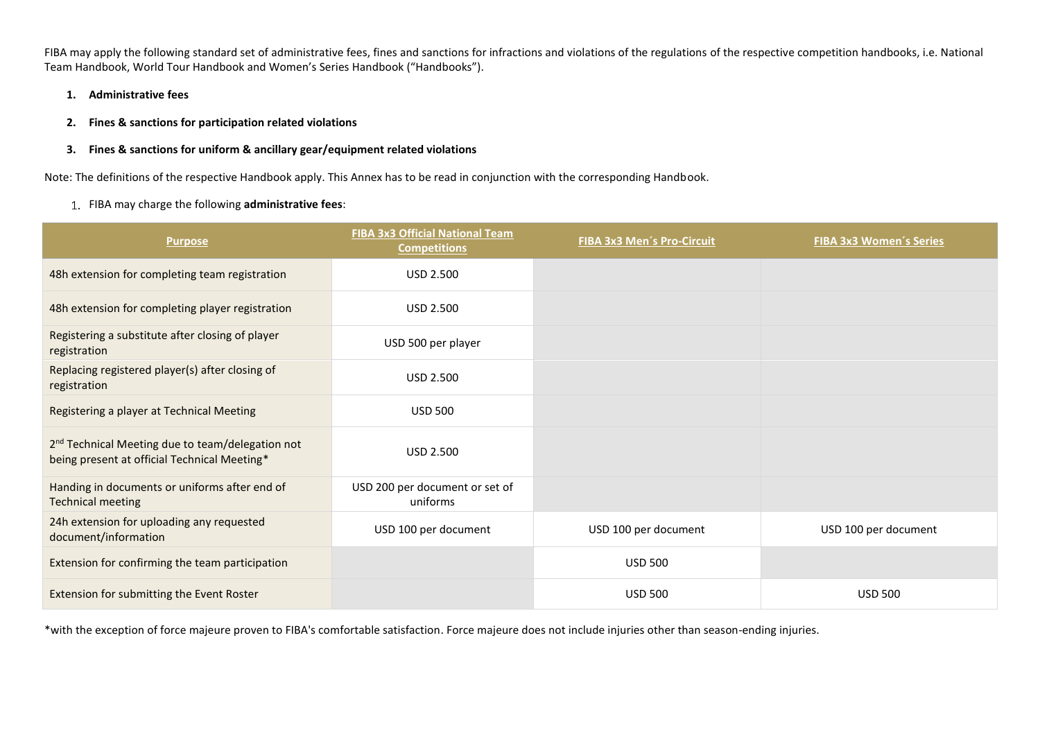FIBA may apply the following standard set of administrative fees, fines and sanctions for infractions and violations of the regulations of the respective competition handbooks, i.e. National Team Handbook, World Tour Handbook and Women's Series Handbook ("Handbooks").

1. **Administrative fees**
2. **Fines & sanctions for participation related violations**
3. **Fines & sanctions for uniform & ancillary gear/equipment related violations**

Note: The definitions of the respective Handbook apply. This Annex has to be read in conjunction with the corresponding Handbook.

1. FIBA may charge the following **administrative fees**:

| Purpose | FIBA 3x3 Official National Team Competitions | FIBA 3x3 Men´s Pro-Circuit | FIBA 3x3 Women´s Series |
|---|---|---|---|
| 48h extension for completing team registration | USD 2.500 | | |
| 48h extension for completing player registration | USD 2.500 | | |
| Registering a substitute after closing of player registration | USD 500 per player | | |
| Replacing registered player(s) after closing of registration | USD 2.500 | | |
| Registering a player at Technical Meeting | USD 500 | | |
| 2nd Technical Meeting due to team/delegation not being present at official Technical Meeting* | USD 2.500 | | |
| Handing in documents or uniforms after end of Technical meeting | USD 200 per document or set of uniforms | | |
| 24h extension for uploading any requested document/information | USD 100 per document | USD 100 per document | USD 100 per document |
| Extension for confirming the team participation | | USD 500 | |
| Extension for submitting the Event Roster | | USD 500 | USD 500 |

*with the exception of force majeure proven to FIBA's comfortable satisfaction. Force majeure does not include injuries other than season-ending injuries.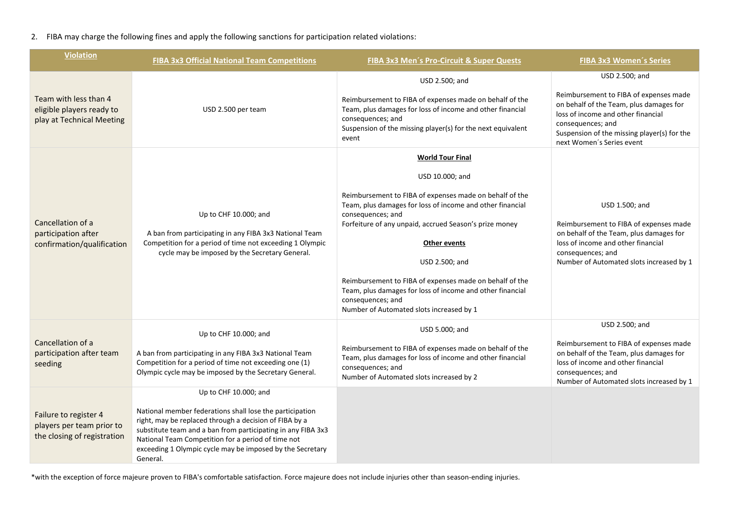2. FIBA may charge the following fines and apply the following sanctions for participation related violations:

| Violation | FIBA 3x3 Official National Team Competitions | FIBA 3x3 Men´s Pro-Circuit & Super Quests | FIBA 3x3 Women´s Series |
|---|---|---|---|
| Team with less than 4 eligible players ready to play at Technical Meeting | USD 2.500 per team | USD 2.500; and<br><br>Reimbursement to FIBA of expenses made on behalf of the Team, plus damages for loss of income and other financial consequences; and<br>Suspension of the missing player(s) for the next equivalent event | USD 2.500; and<br><br>Reimbursement to FIBA of expenses made on behalf of the Team, plus damages for loss of income and other financial consequences; and<br>Suspension of the missing player(s) for the next Women´s Series event |
| Cancellation of a participation after confirmation/qualification | Up to CHF 10.000; and<br><br>A ban from participating in any FIBA 3x3 National Team Competition for a period of time not exceeding 1 Olympic cycle may be imposed by the Secretary General. | **World Tour Final**<br><br>USD 10.000; and<br><br>Reimbursement to FIBA of expenses made on behalf of the Team, plus damages for loss of income and other financial consequences; and<br>Forfeiture of any unpaid, accrued Season's prize money<br><br>**Other events**<br><br>USD 2.500; and<br><br>Reimbursement to FIBA of expenses made on behalf of the Team, plus damages for loss of income and other financial consequences; and<br>Number of Automated slots increased by 1 | USD 1.500; and<br><br>Reimbursement to FIBA of expenses made on behalf of the Team, plus damages for loss of income and other financial consequences; and<br>Number of Automated slots increased by 1 |
| Cancellation of a participation after team seeding | Up to CHF 10.000; and<br><br>A ban from participating in any FIBA 3x3 National Team Competition for a period of time not exceeding one (1) Olympic cycle may be imposed by the Secretary General. | USD 5.000; and<br><br>Reimbursement to FIBA of expenses made on behalf of the Team, plus damages for loss of income and other financial consequences; and<br>Number of Automated slots increased by 2 | USD 2.500; and<br><br>Reimbursement to FIBA of expenses made on behalf of the Team, plus damages for loss of income and other financial consequences; and<br>Number of Automated slots increased by 1 |
| Failure to register 4 players per team prior to the closing of registration | Up to CHF 10.000; and<br><br>National member federations shall lose the participation right, may be replaced through a decision of FIBA by a substitute team and a ban from participating in any FIBA 3x3 National Team Competition for a period of time not exceeding 1 Olympic cycle may be imposed by the Secretary General. | | |

*with the exception of force majeure proven to FIBA's comfortable satisfaction. Force majeure does not include injuries other than season-ending injuries.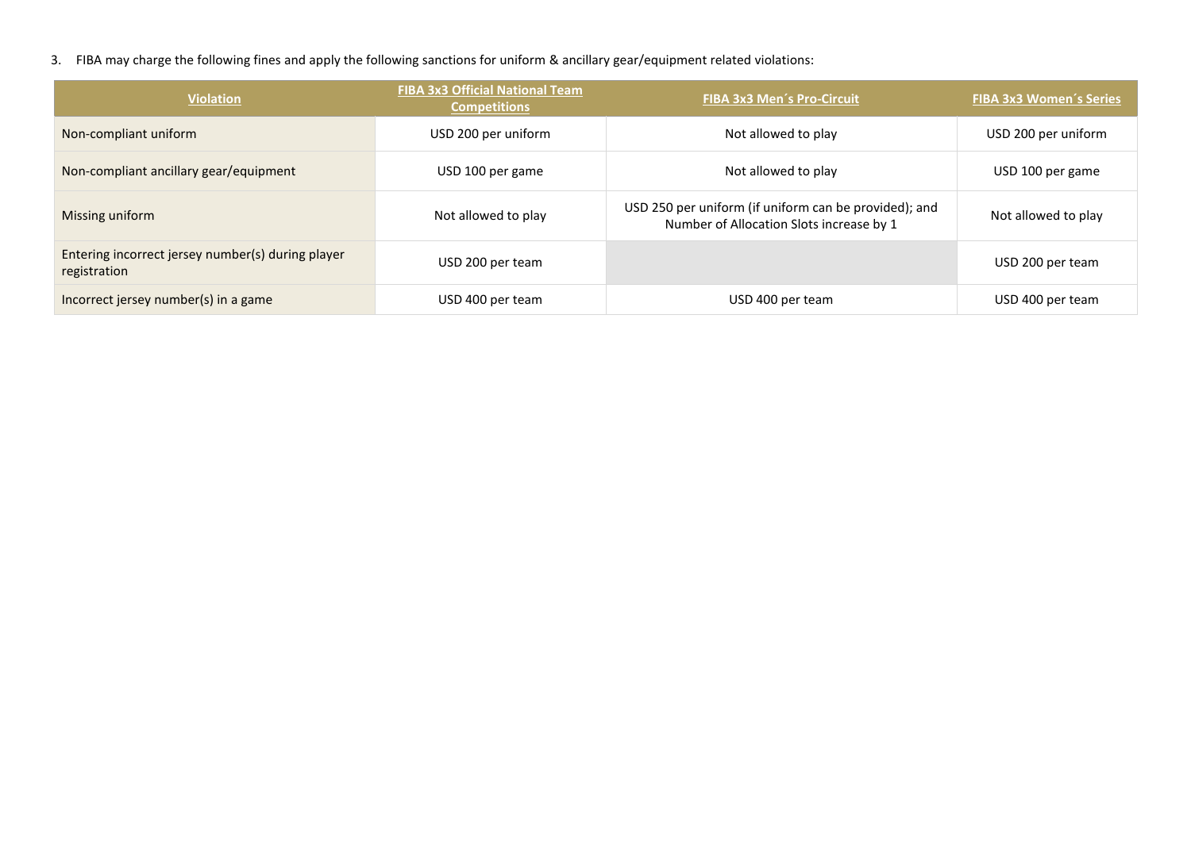3. FIBA may charge the following fines and apply the following sanctions for uniform & ancillary gear/equipment related violations:

| Violation | FIBA 3x3 Official National Team Competitions | FIBA 3x3 Men´s Pro-Circuit | FIBA 3x3 Women´s Series |
|---|---|---|---|
| Non-compliant uniform | USD 200 per uniform | Not allowed to play | USD 200 per uniform |
| Non-compliant ancillary gear/equipment | USD 100 per game | Not allowed to play | USD 100 per game |
| Missing uniform | Not allowed to play | USD 250 per uniform (if uniform can be provided); and Number of Allocation Slots increase by 1 | Not allowed to play |
| Entering incorrect jersey number(s) during player registration | USD 200 per team | | USD 200 per team |
| Incorrect jersey number(s) in a game | USD 400 per team | USD 400 per team | USD 400 per team |